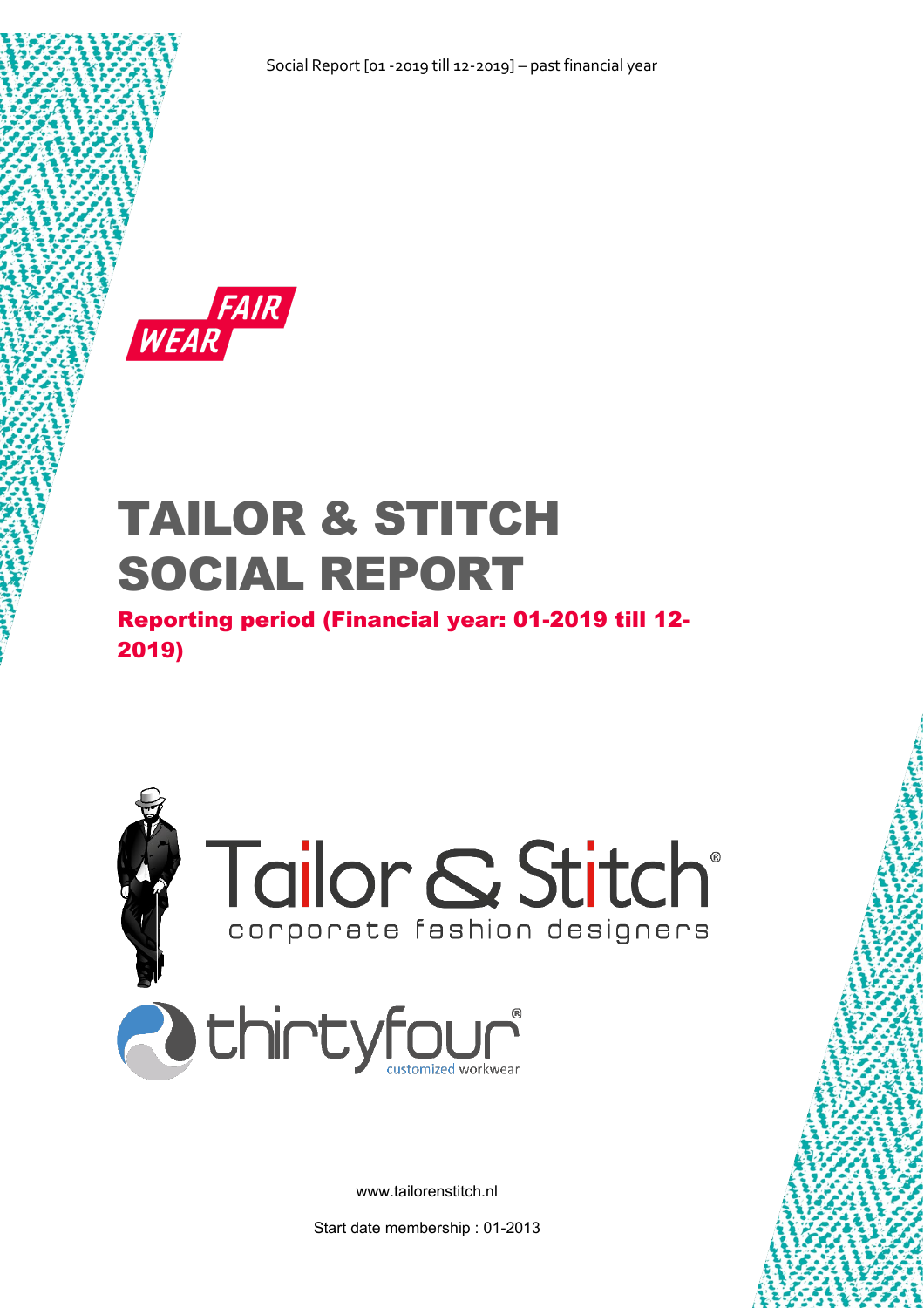# TAILOR & STITCH SOCIAL REPORT

## Reporting period (Financial year: 01-2019 till 12-2019)

www.tailorenstitch.nl

Start date membership : 01-2013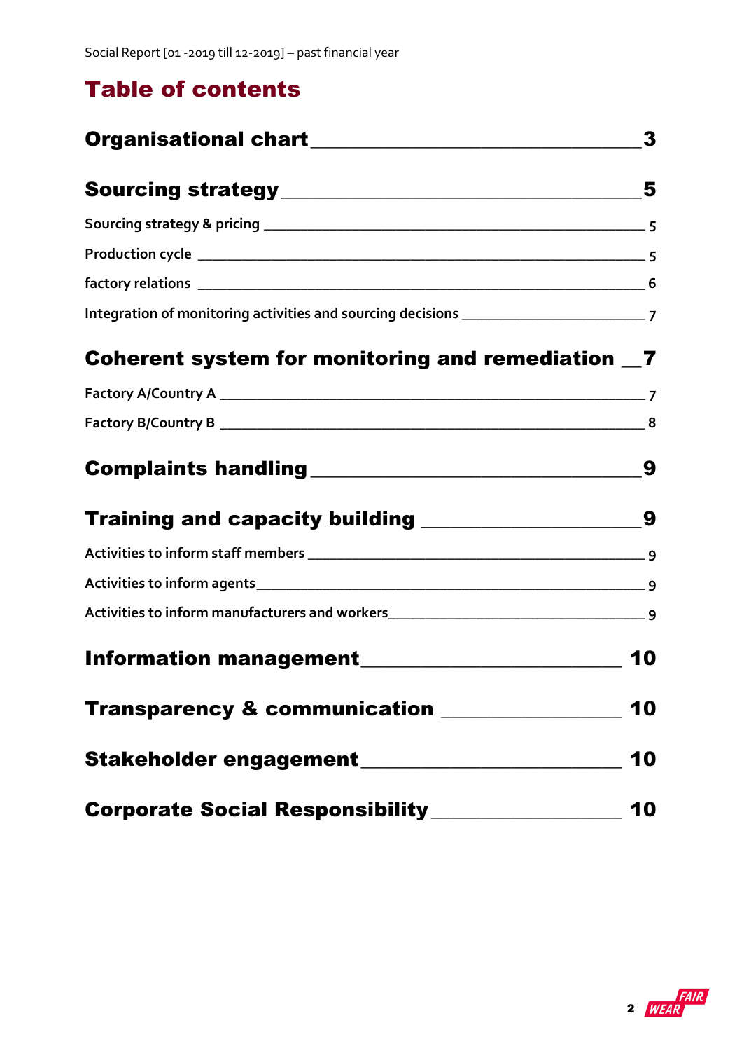# Table of contents

**Organisational chart** ______________________________ **3**

**Sourcing strategy** ______________________________ **5**

Sourcing strategy & pricing ______________________________ 5

Production cycle ______________________________ 5

factory relations ______________________________ 6

Integration of monitoring activities and sourcing decisions ______________________________ 7

**Coherent system for monitoring and remediation** __ **7**

Factory A/Country A ______________________________ 7

Factory B/Country B ______________________________ 8

**Complaints handling** ______________________________ **9**

**Training and capacity building** ______________________________ **9**

Activities to inform staff members ______________________________ 9

Activities to inform agents ______________________________ 9

Activities to inform manufacturers and workers ______________________________ 9

**Information management** ______________________________ **10**

**Transparency & communication** ______________________________ **10**

**Stakeholder engagement** ______________________________ **10**

**Corporate Social Responsibility** ______________________________ **10**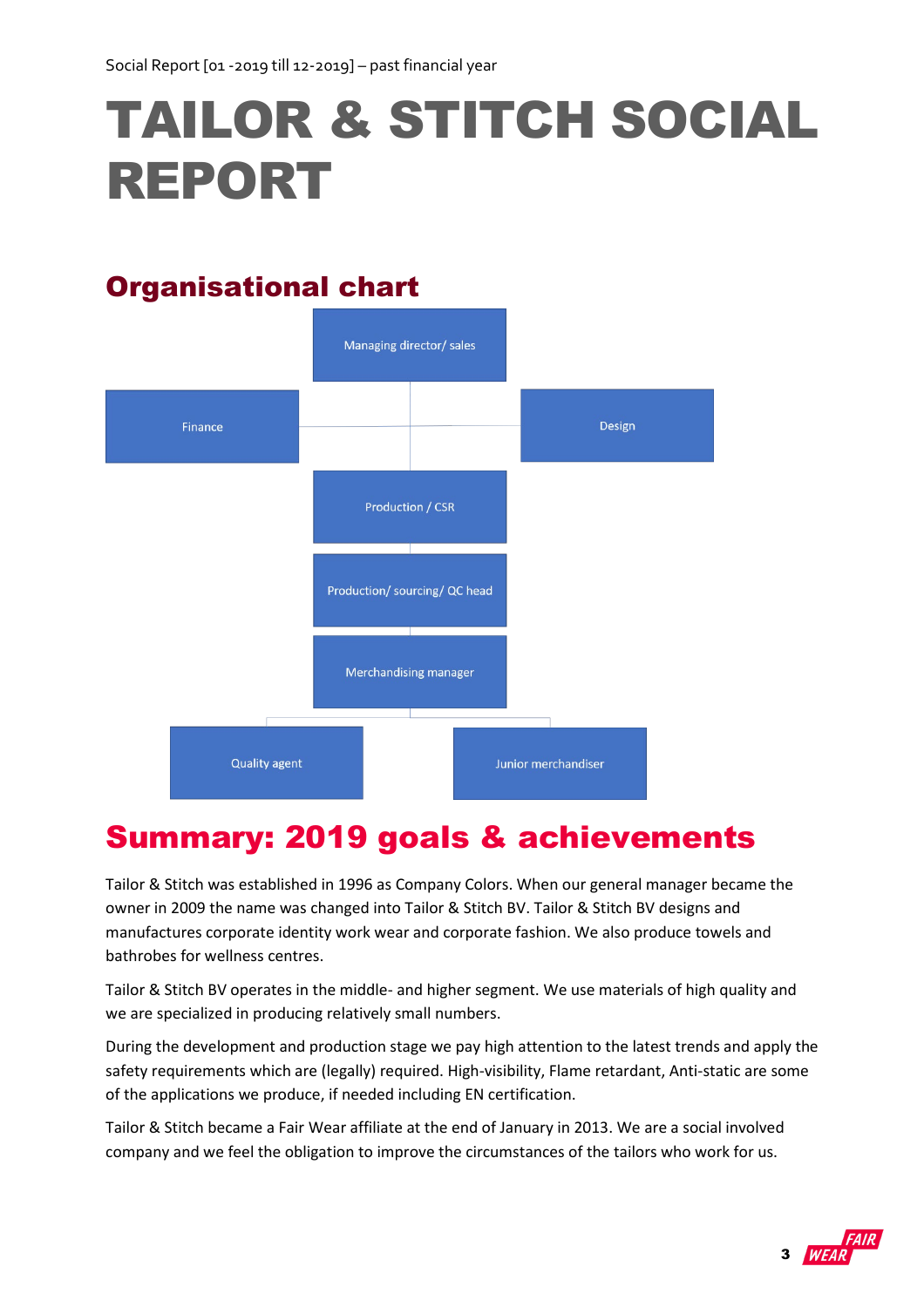Social Report [01 -2019 till 12-2019] – past financial year

# TAILOR & STITCH SOCIAL REPORT

## Organisational chart

- Managing director/ sales
  - Finance
  - Design
  - Production / CSR
    - Production/ sourcing/ QC head
      - Merchandising manager
        - Quality agent
        - Junior merchandiser

## Summary: 2019 goals & achievements

Tailor & Stitch was established in 1996 as Company Colors. When our general manager became the owner in 2009 the name was changed into Tailor & Stitch BV. Tailor & Stitch BV designs and manufactures corporate identity work wear and corporate fashion. We also produce towels and bathrobes for wellness centres.

Tailor & Stitch BV operates in the middle- and higher segment. We use materials of high quality and we are specialized in producing relatively small numbers.

During the development and production stage we pay high attention to the latest trends and apply the safety requirements which are (legally) required. High-visibility, Flame retardant, Anti-static are some of the applications we produce, if needed including EN certification.

Tailor & Stitch became a Fair Wear affiliate at the end of January in 2013. We are a social involved company and we feel the obligation to improve the circumstances of the tailors who work for us.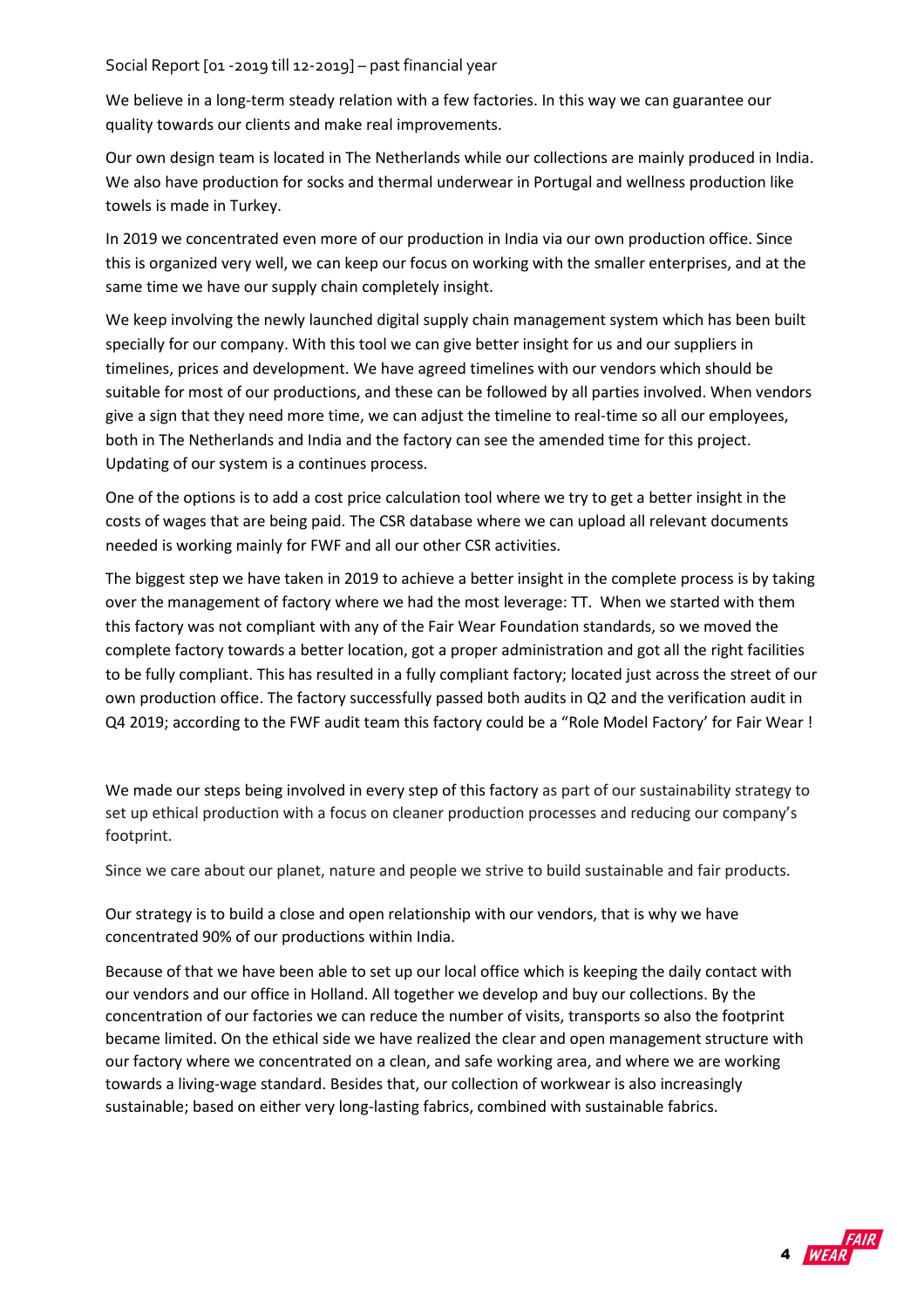Social Report [01 -2019 till 12-2019] – past financial year

We believe in a long-term steady relation with a few factories. In this way we can guarantee our quality towards our clients and make real improvements.

Our own design team is located in The Netherlands while our collections are mainly produced in India. We also have production for socks and thermal underwear in Portugal and wellness production like towels is made in Turkey.

In 2019 we concentrated even more of our production in India via our own production office. Since this is organized very well, we can keep our focus on working with the smaller enterprises, and at the same time we have our supply chain completely insight.

We keep involving the newly launched digital supply chain management system which has been built specially for our company. With this tool we can give better insight for us and our suppliers in timelines, prices and development. We have agreed timelines with our vendors which should be suitable for most of our productions, and these can be followed by all parties involved. When vendors give a sign that they need more time, we can adjust the timeline to real-time so all our employees, both in The Netherlands and India and the factory can see the amended time for this project. Updating of our system is a continues process.

One of the options is to add a cost price calculation tool where we try to get a better insight in the costs of wages that are being paid. The CSR database where we can upload all relevant documents needed is working mainly for FWF and all our other CSR activities.

The biggest step we have taken in 2019 to achieve a better insight in the complete process is by taking over the management of factory where we had the most leverage: TT. When we started with them this factory was not compliant with any of the Fair Wear Foundation standards, so we moved the complete factory towards a better location, got a proper administration and got all the right facilities to be fully compliant. This has resulted in a fully compliant factory; located just across the street of our own production office. The factory successfully passed both audits in Q2 and the verification audit in Q4 2019; according to the FWF audit team this factory could be a "Role Model Factory' for Fair Wear !

We made our steps being involved in every step of this factory as part of our sustainability strategy to set up ethical production with a focus on cleaner production processes and reducing our company's footprint.

Since we care about our planet, nature and people we strive to build sustainable and fair products.

Our strategy is to build a close and open relationship with our vendors, that is why we have concentrated 90% of our productions within India.

Because of that we have been able to set up our local office which is keeping the daily contact with our vendors and our office in Holland. All together we develop and buy our collections. By the concentration of our factories we can reduce the number of visits, transports so also the footprint became limited. On the ethical side we have realized the clear and open management structure with our factory where we concentrated on a clean, and safe working area, and where we are working towards a living-wage standard. Besides that, our collection of workwear is also increasingly sustainable; based on either very long-lasting fabrics, combined with sustainable fabrics.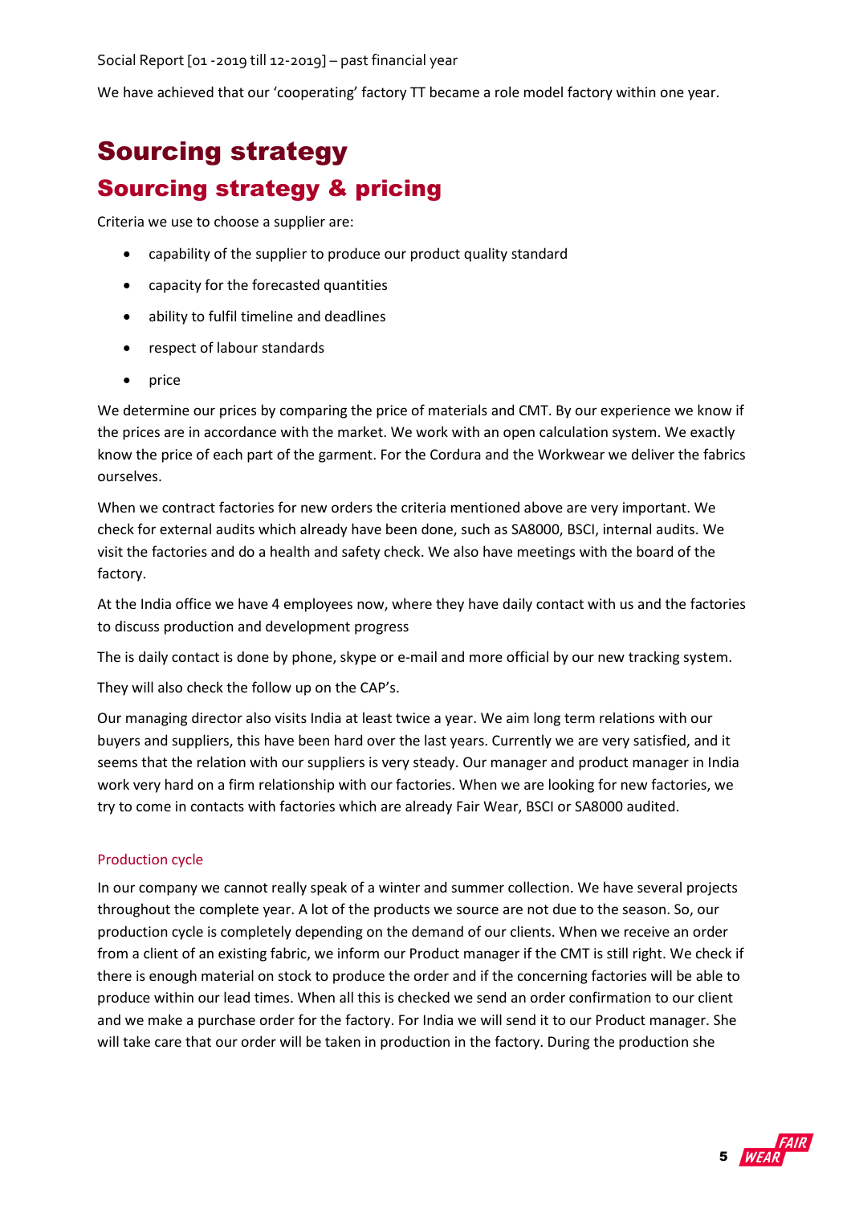Social Report [01 -2019 till 12-2019] – past financial year

We have achieved that our 'cooperating' factory TT became a role model factory within one year.

# Sourcing strategy

## Sourcing strategy & pricing

Criteria we use to choose a supplier are:

- capability of the supplier to produce our product quality standard
- capacity for the forecasted quantities
- ability to fulfil timeline and deadlines
- respect of labour standards
- price

We determine our prices by comparing the price of materials and CMT. By our experience we know if the prices are in accordance with the market. We work with an open calculation system. We exactly know the price of each part of the garment. For the Cordura and the Workwear we deliver the fabrics ourselves.

When we contract factories for new orders the criteria mentioned above are very important. We check for external audits which already have been done, such as SA8000, BSCI, internal audits. We visit the factories and do a health and safety check. We also have meetings with the board of the factory.

At the India office we have 4 employees now, where they have daily contact with us and the factories to discuss production and development progress

The is daily contact is done by phone, skype or e-mail and more official by our new tracking system.

They will also check the follow up on the CAP's.

Our managing director also visits India at least twice a year. We aim long term relations with our buyers and suppliers, this have been hard over the last years. Currently we are very satisfied, and it seems that the relation with our suppliers is very steady. Our manager and product manager in India work very hard on a firm relationship with our factories. When we are looking for new factories, we try to come in contacts with factories which are already Fair Wear, BSCI or SA8000 audited.

### Production cycle

In our company we cannot really speak of a winter and summer collection. We have several projects throughout the complete year. A lot of the products we source are not due to the season. So, our production cycle is completely depending on the demand of our clients. When we receive an order from a client of an existing fabric, we inform our Product manager if the CMT is still right. We check if there is enough material on stock to produce the order and if the concerning factories will be able to produce within our lead times. When all this is checked we send an order confirmation to our client and we make a purchase order for the factory. For India we will send it to our Product manager. She will take care that our order will be taken in production in the factory. During the production she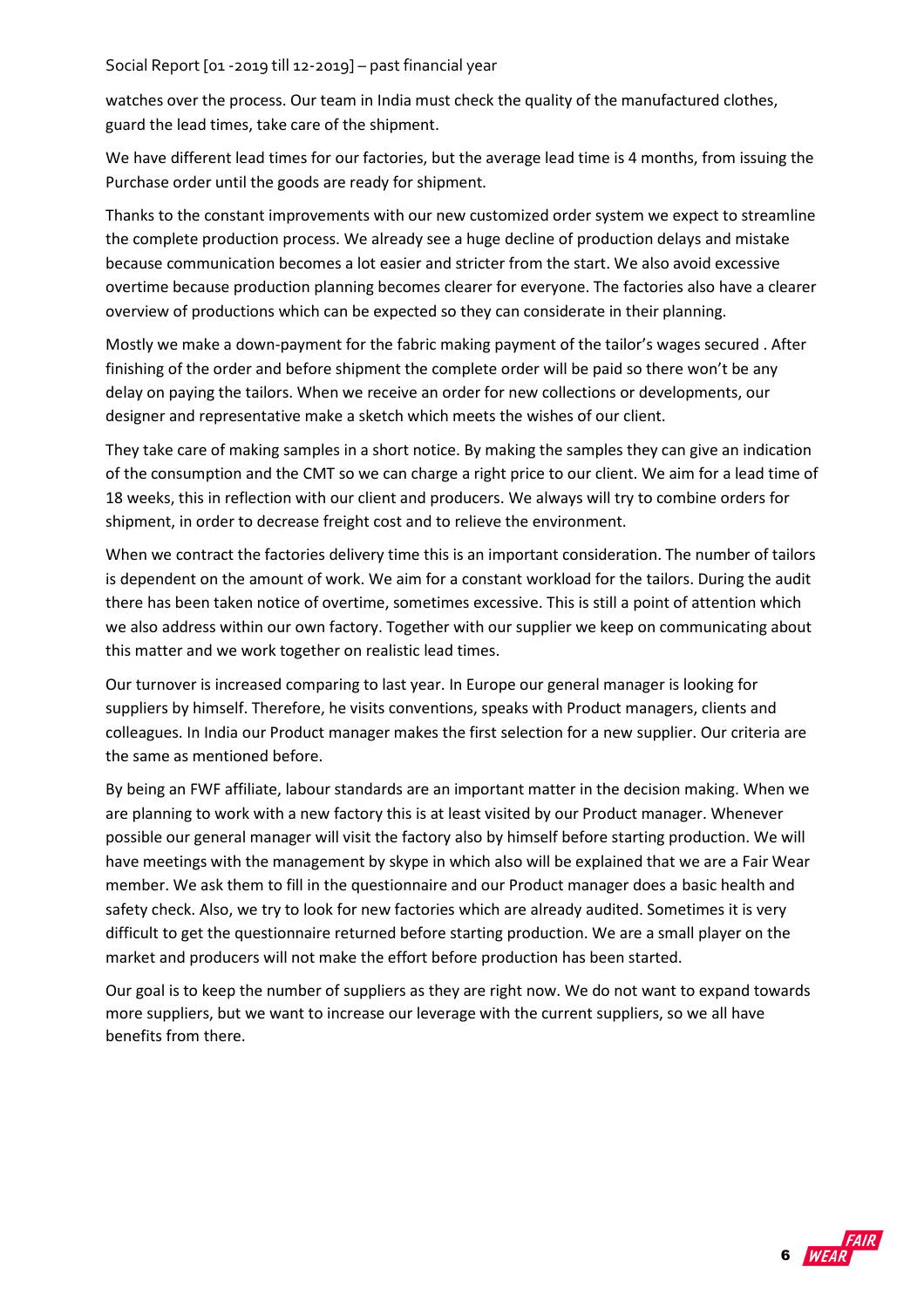watches over the process. Our team in India must check the quality of the manufactured clothes, guard the lead times, take care of the shipment.

We have different lead times for our factories, but the average lead time is 4 months, from issuing the Purchase order until the goods are ready for shipment.

Thanks to the constant improvements with our new customized order system we expect to streamline the complete production process. We already see a huge decline of production delays and mistake because communication becomes a lot easier and stricter from the start. We also avoid excessive overtime because production planning becomes clearer for everyone. The factories also have a clearer overview of productions which can be expected so they can considerate in their planning.

Mostly we make a down-payment for the fabric making payment of the tailor's wages secured . After finishing of the order and before shipment the complete order will be paid so there won't be any delay on paying the tailors. When we receive an order for new collections or developments, our designer and representative make a sketch which meets the wishes of our client.

They take care of making samples in a short notice. By making the samples they can give an indication of the consumption and the CMT so we can charge a right price to our client. We aim for a lead time of 18 weeks, this in reflection with our client and producers. We always will try to combine orders for shipment, in order to decrease freight cost and to relieve the environment.

When we contract the factories delivery time this is an important consideration. The number of tailors is dependent on the amount of work. We aim for a constant workload for the tailors. During the audit there has been taken notice of overtime, sometimes excessive. This is still a point of attention which we also address within our own factory. Together with our supplier we keep on communicating about this matter and we work together on realistic lead times.

Our turnover is increased comparing to last year. In Europe our general manager is looking for suppliers by himself. Therefore, he visits conventions, speaks with Product managers, clients and colleagues. In India our Product manager makes the first selection for a new supplier. Our criteria are the same as mentioned before.

By being an FWF affiliate, labour standards are an important matter in the decision making. When we are planning to work with a new factory this is at least visited by our Product manager. Whenever possible our general manager will visit the factory also by himself before starting production. We will have meetings with the management by skype in which also will be explained that we are a Fair Wear member. We ask them to fill in the questionnaire and our Product manager does a basic health and safety check. Also, we try to look for new factories which are already audited. Sometimes it is very difficult to get the questionnaire returned before starting production. We are a small player on the market and producers will not make the effort before production has been started.

Our goal is to keep the number of suppliers as they are right now. We do not want to expand towards more suppliers, but we want to increase our leverage with the current suppliers, so we all have benefits from there.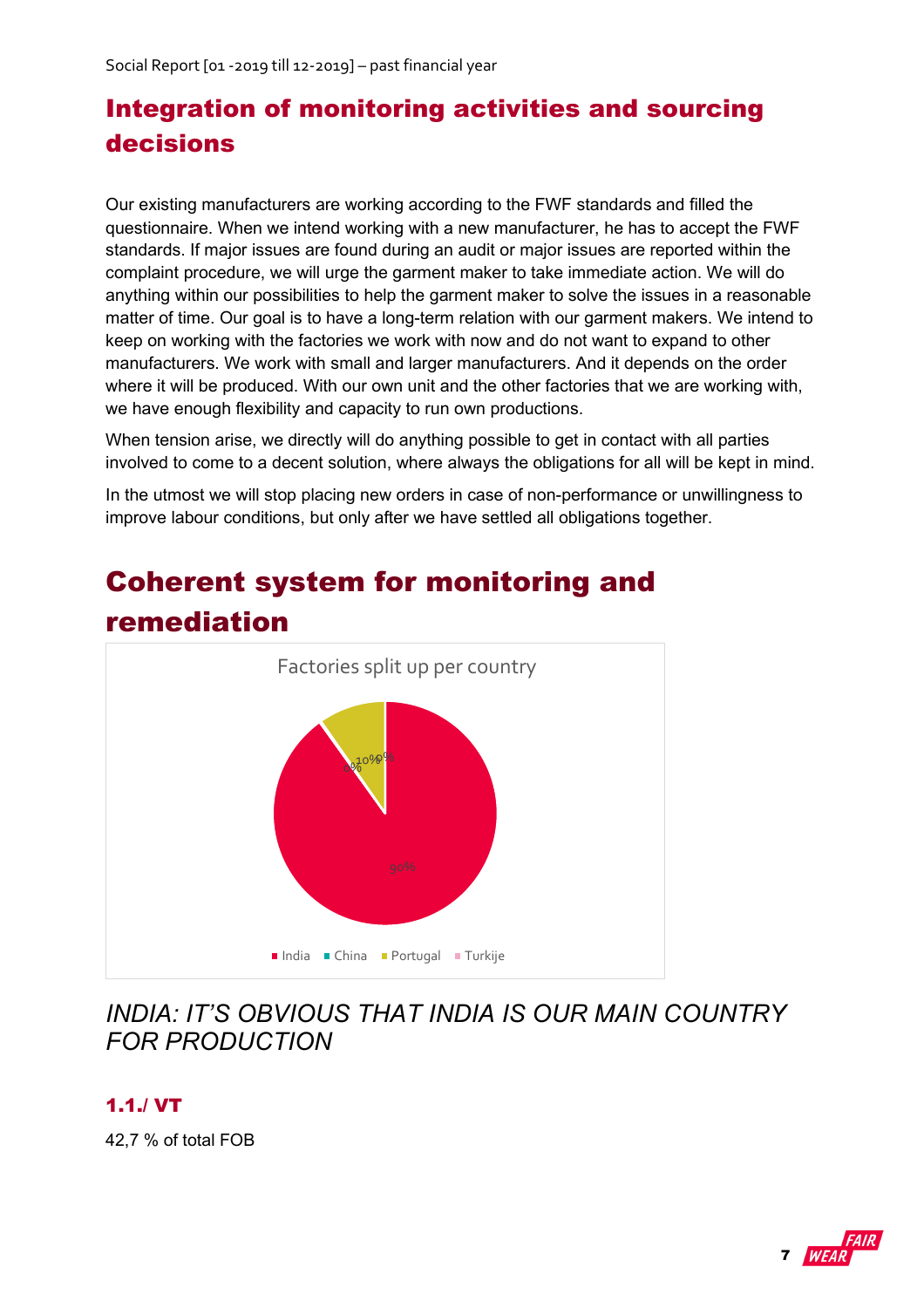## Integration of monitoring activities and sourcing decisions

Our existing manufacturers are working according to the FWF standards and filled the questionnaire. When we intend working with a new manufacturer, he has to accept the FWF standards. If major issues are found during an audit or major issues are reported within the complaint procedure, we will urge the garment maker to take immediate action. We will do anything within our possibilities to help the garment maker to solve the issues in a reasonable matter of time. Our goal is to have a long-term relation with our garment makers. We intend to keep on working with the factories we work with now and do not want to expand to other manufacturers. We work with small and larger manufacturers. And it depends on the order where it will be produced. With our own unit and the other factories that we are working with, we have enough flexibility and capacity to run own productions.

When tension arise, we directly will do anything possible to get in contact with all parties involved to come to a decent solution, where always the obligations for all will be kept in mind.

In the utmost we will stop placing new orders in case of non-performance or unwillingness to improve labour conditions, but only after we have settled all obligations together.

## Coherent system for monitoring and remediation

Factories split up per country

- India: 90%
- China: 0%
- Portugal: 10%
- Turkije: 0%

*INDIA: IT'S OBVIOUS THAT INDIA IS OUR MAIN COUNTRY FOR PRODUCTION*

### 1.1./ VT

42,7 % of total FOB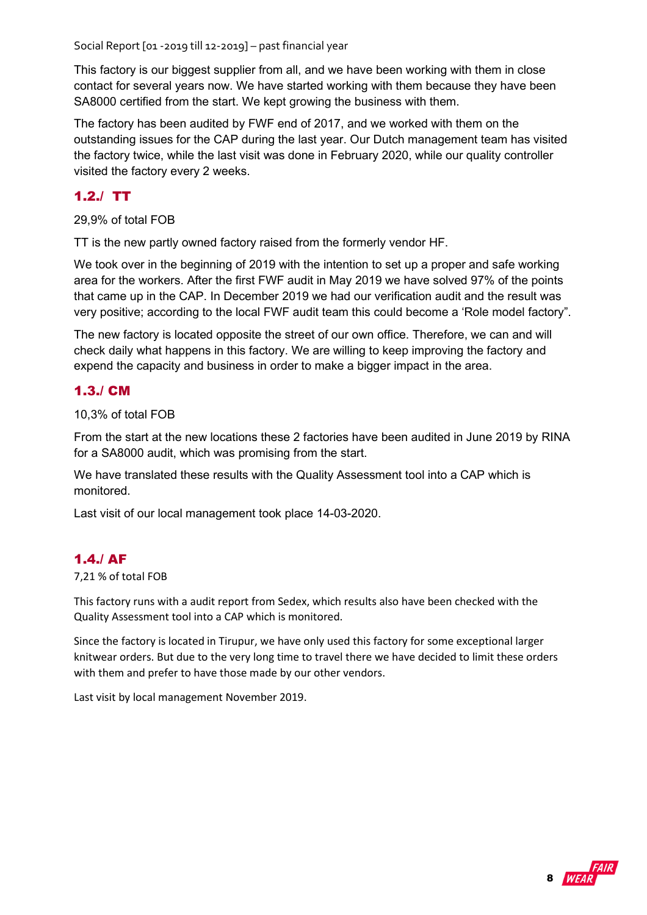This factory is our biggest supplier from all, and we have been working with them in close contact for several years now. We have started working with them because they have been SA8000 certified from the start. We kept growing the business with them.

The factory has been audited by FWF end of 2017, and we worked with them on the outstanding issues for the CAP during the last year. Our Dutch management team has visited the factory twice, while the last visit was done in February 2020, while our quality controller visited the factory every 2 weeks.

## 1.2./ TT

29,9% of total FOB

TT is the new partly owned factory raised from the formerly vendor HF.

We took over in the beginning of 2019 with the intention to set up a proper and safe working area for the workers. After the first FWF audit in May 2019 we have solved 97% of the points that came up in the CAP. In December 2019 we had our verification audit and the result was very positive; according to the local FWF audit team this could become a 'Role model factory".

The new factory is located opposite the street of our own office. Therefore, we can and will check daily what happens in this factory. We are willing to keep improving the factory and expend the capacity and business in order to make a bigger impact in the area.

## 1.3./ CM

10,3% of total FOB

From the start at the new locations these 2 factories have been audited in June 2019 by RINA for a SA8000 audit, which was promising from the start.

We have translated these results with the Quality Assessment tool into a CAP which is monitored.

Last visit of our local management took place 14-03-2020.

## 1.4./ AF

7,21 % of total FOB

This factory runs with a audit report from Sedex, which results also have been checked with the Quality Assessment tool into a CAP which is monitored.

Since the factory is located in Tirupur, we have only used this factory for some exceptional larger knitwear orders. But due to the very long time to travel there we have decided to limit these orders with them and prefer to have those made by our other vendors.

Last visit by local management November 2019.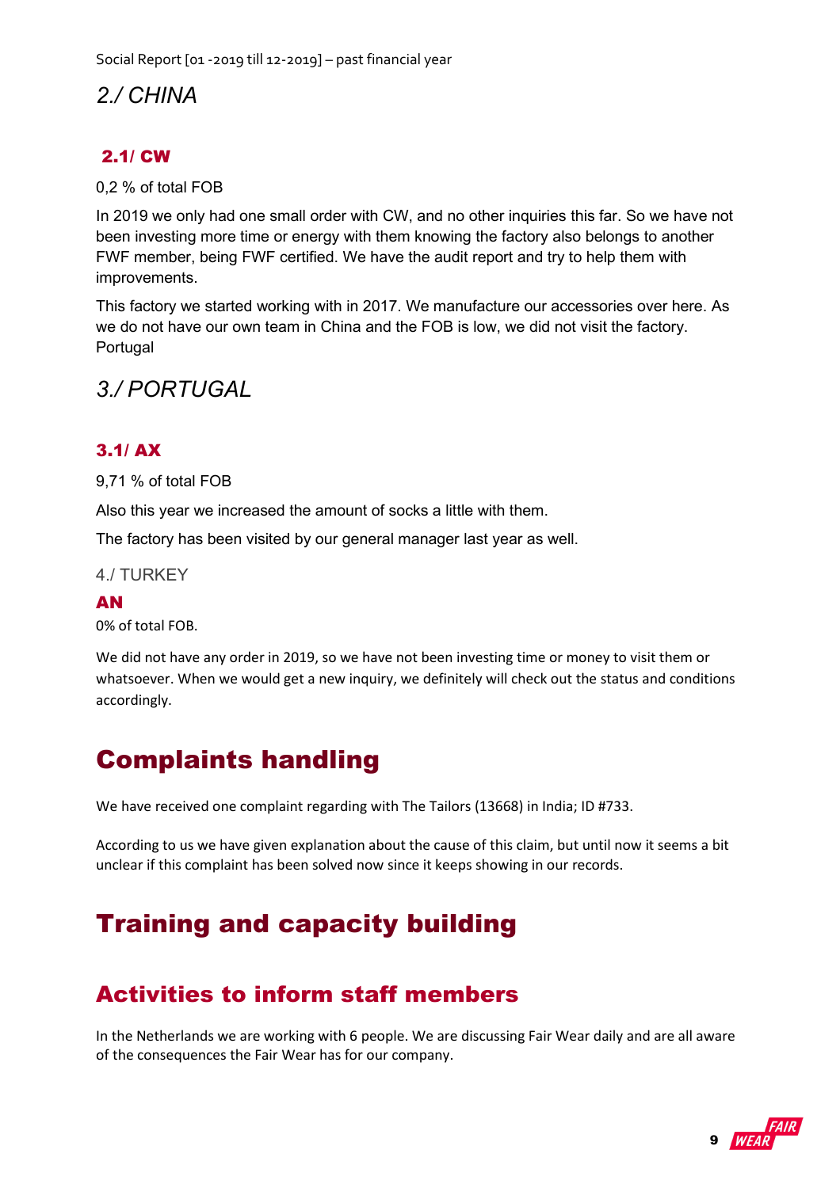## 2./ CHINA

### 2.1/ CW

0,2 % of total FOB

In 2019 we only had one small order with CW, and no other inquiries this far. So we have not been investing more time or energy with them knowing the factory also belongs to another FWF member, being FWF certified. We have the audit report and try to help them with improvements.

This factory we started working with in 2017. We manufacture our accessories over here. As we do not have our own team in China and the FOB is low, we did not visit the factory. Portugal

## 3./ PORTUGAL

### 3.1/ AX

9,71 % of total FOB

Also this year we increased the amount of socks a little with them.

The factory has been visited by our general manager last year as well.

## 4./ TURKEY

### AN

0% of total FOB.

We did not have any order in 2019, so we have not been investing time or money to visit them or whatsoever. When we would get a new inquiry, we definitely will check out the status and conditions accordingly.

# Complaints handling

We have received one complaint regarding with The Tailors (13668) in India; ID #733.

According to us we have given explanation about the cause of this claim, but until now it seems a bit unclear if this complaint has been solved now since it keeps showing in our records.

# Training and capacity building

## Activities to inform staff members

In the Netherlands we are working with 6 people. We are discussing Fair Wear daily and are all aware of the consequences the Fair Wear has for our company.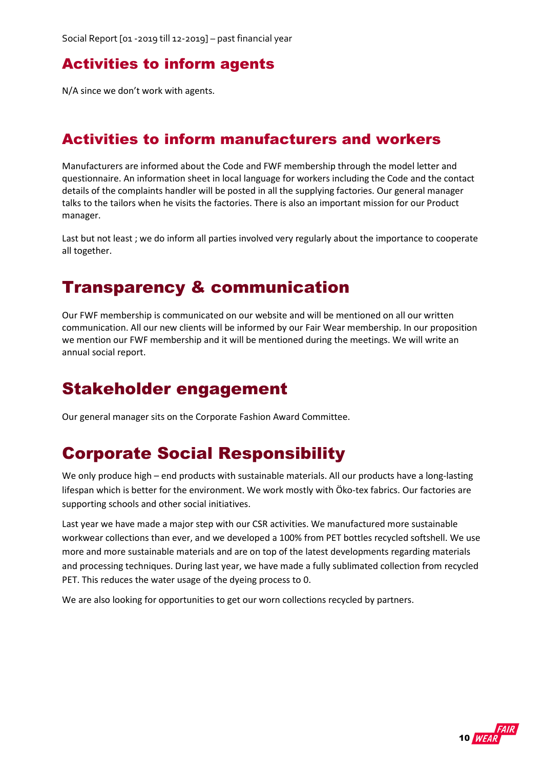## Activities to inform agents

N/A since we don't work with agents.

## Activities to inform manufacturers and workers

Manufacturers are informed about the Code and FWF membership through the model letter and questionnaire. An information sheet in local language for workers including the Code and the contact details of the complaints handler will be posted in all the supplying factories. Our general manager talks to the tailors when he visits the factories. There is also an important mission for our Product manager.

Last but not least ; we do inform all parties involved very regularly about the importance to cooperate all together.

# Transparency & communication

Our FWF membership is communicated on our website and will be mentioned on all our written communication. All our new clients will be informed by our Fair Wear membership. In our proposition we mention our FWF membership and it will be mentioned during the meetings. We will write an annual social report.

# Stakeholder engagement

Our general manager sits on the Corporate Fashion Award Committee.

# Corporate Social Responsibility

We only produce high – end products with sustainable materials. All our products have a long-lasting lifespan which is better for the environment. We work mostly with Öko-tex fabrics. Our factories are supporting schools and other social initiatives.

Last year we have made a major step with our CSR activities. We manufactured more sustainable workwear collections than ever, and we developed a 100% from PET bottles recycled softshell. We use more and more sustainable materials and are on top of the latest developments regarding materials and processing techniques. During last year, we have made a fully sublimated collection from recycled PET. This reduces the water usage of the dyeing process to 0.

We are also looking for opportunities to get our worn collections recycled by partners.